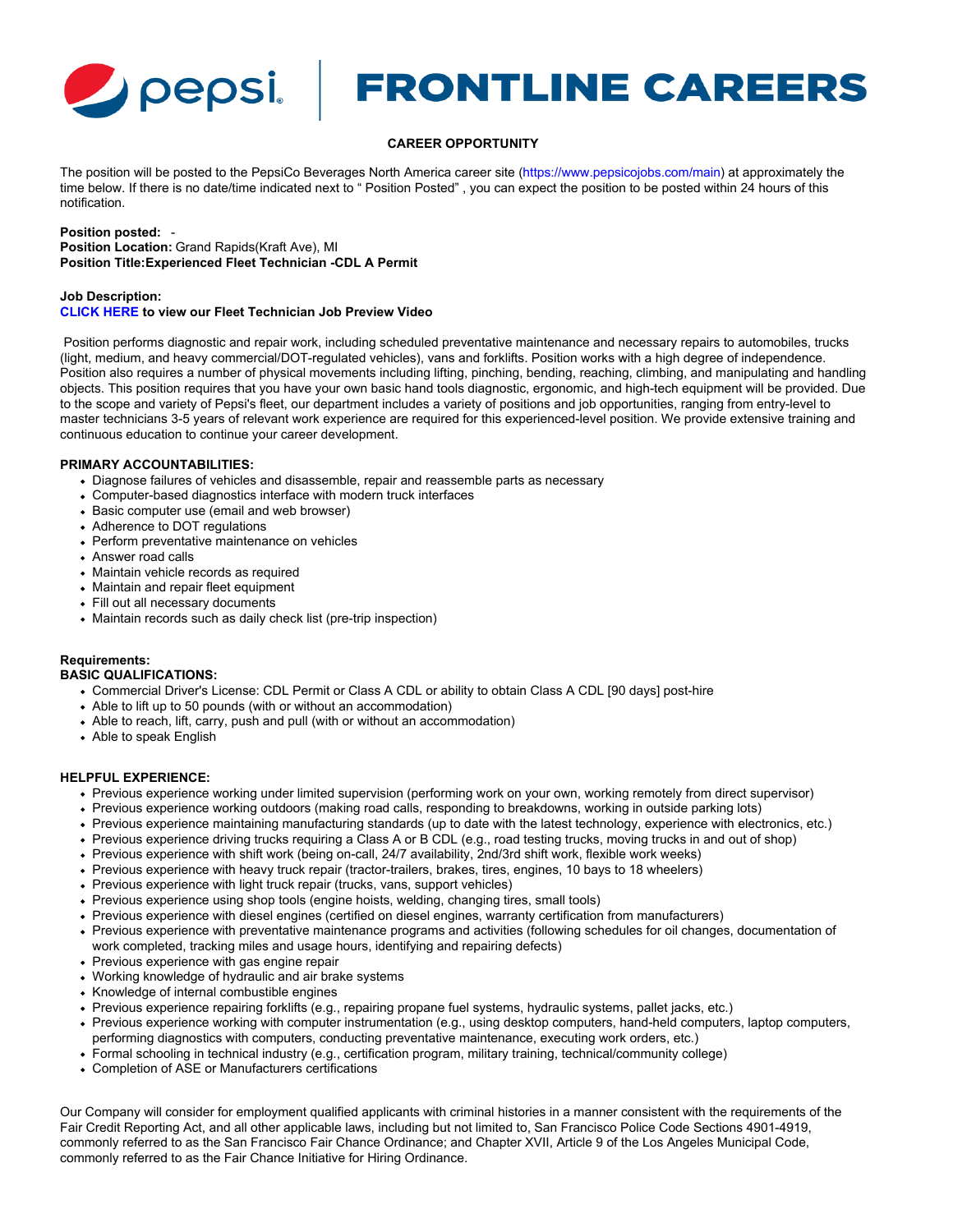# pepsi | FRONTLINE CAREERS

**CAREER OPPORTUNITY**

The position will be posted to the PepsiCo Beverages North America career site (https://www.pepsicojobs.com/main) at approximately the time below. If there is no date/time indicated next to " Position Posted" , you can expect the position to be posted within 24 hours of this notification.

**Position posted:** -
**Position Location:** Grand Rapids(Kraft Ave), MI
**Position Title:Experienced Fleet Technician -CDL A Permit**

**Job Description:**
**CLICK HERE to view our Fleet Technician Job Preview Video**

Position performs diagnostic and repair work, including scheduled preventative maintenance and necessary repairs to automobiles, trucks (light, medium, and heavy commercial/DOT-regulated vehicles), vans and forklifts. Position works with a high degree of independence. Position also requires a number of physical movements including lifting, pinching, bending, reaching, climbing, and manipulating and handling objects. This position requires that you have your own basic hand tools diagnostic, ergonomic, and high-tech equipment will be provided. Due to the scope and variety of Pepsi's fleet, our department includes a variety of positions and job opportunities, ranging from entry-level to master technicians 3-5 years of relevant work experience are required for this experienced-level position. We provide extensive training and continuous education to continue your career development.

**PRIMARY ACCOUNTABILITIES:**

- Diagnose failures of vehicles and disassemble, repair and reassemble parts as necessary
- Computer-based diagnostics interface with modern truck interfaces
- Basic computer use (email and web browser)
- Adherence to DOT regulations
- Perform preventative maintenance on vehicles
- Answer road calls
- Maintain vehicle records as required
- Maintain and repair fleet equipment
- Fill out all necessary documents
- Maintain records such as daily check list (pre-trip inspection)

**Requirements:**
**BASIC QUALIFICATIONS:**

- Commercial Driver's License: CDL Permit or Class A CDL or ability to obtain Class A CDL [90 days] post-hire
- Able to lift up to 50 pounds (with or without an accommodation)
- Able to reach, lift, carry, push and pull (with or without an accommodation)
- Able to speak English

**HELPFUL EXPERIENCE:**

- Previous experience working under limited supervision (performing work on your own, working remotely from direct supervisor)
- Previous experience working outdoors (making road calls, responding to breakdowns, working in outside parking lots)
- Previous experience maintaining manufacturing standards (up to date with the latest technology, experience with electronics, etc.)
- Previous experience driving trucks requiring a Class A or B CDL (e.g., road testing trucks, moving trucks in and out of shop)
- Previous experience with shift work (being on-call, 24/7 availability, 2nd/3rd shift work, flexible work weeks)
- Previous experience with heavy truck repair (tractor-trailers, brakes, tires, engines, 10 bays to 18 wheelers)
- Previous experience with light truck repair (trucks, vans, support vehicles)
- Previous experience using shop tools (engine hoists, welding, changing tires, small tools)
- Previous experience with diesel engines (certified on diesel engines, warranty certification from manufacturers)
- Previous experience with preventative maintenance programs and activities (following schedules for oil changes, documentation of work completed, tracking miles and usage hours, identifying and repairing defects)
- Previous experience with gas engine repair
- Working knowledge of hydraulic and air brake systems
- Knowledge of internal combustible engines
- Previous experience repairing forklifts (e.g., repairing propane fuel systems, hydraulic systems, pallet jacks, etc.)
- Previous experience working with computer instrumentation (e.g., using desktop computers, hand-held computers, laptop computers, performing diagnostics with computers, conducting preventative maintenance, executing work orders, etc.)
- Formal schooling in technical industry (e.g., certification program, military training, technical/community college)
- Completion of ASE or Manufacturers certifications

Our Company will consider for employment qualified applicants with criminal histories in a manner consistent with the requirements of the Fair Credit Reporting Act, and all other applicable laws, including but not limited to, San Francisco Police Code Sections 4901-4919, commonly referred to as the San Francisco Fair Chance Ordinance; and Chapter XVII, Article 9 of the Los Angeles Municipal Code, commonly referred to as the Fair Chance Initiative for Hiring Ordinance.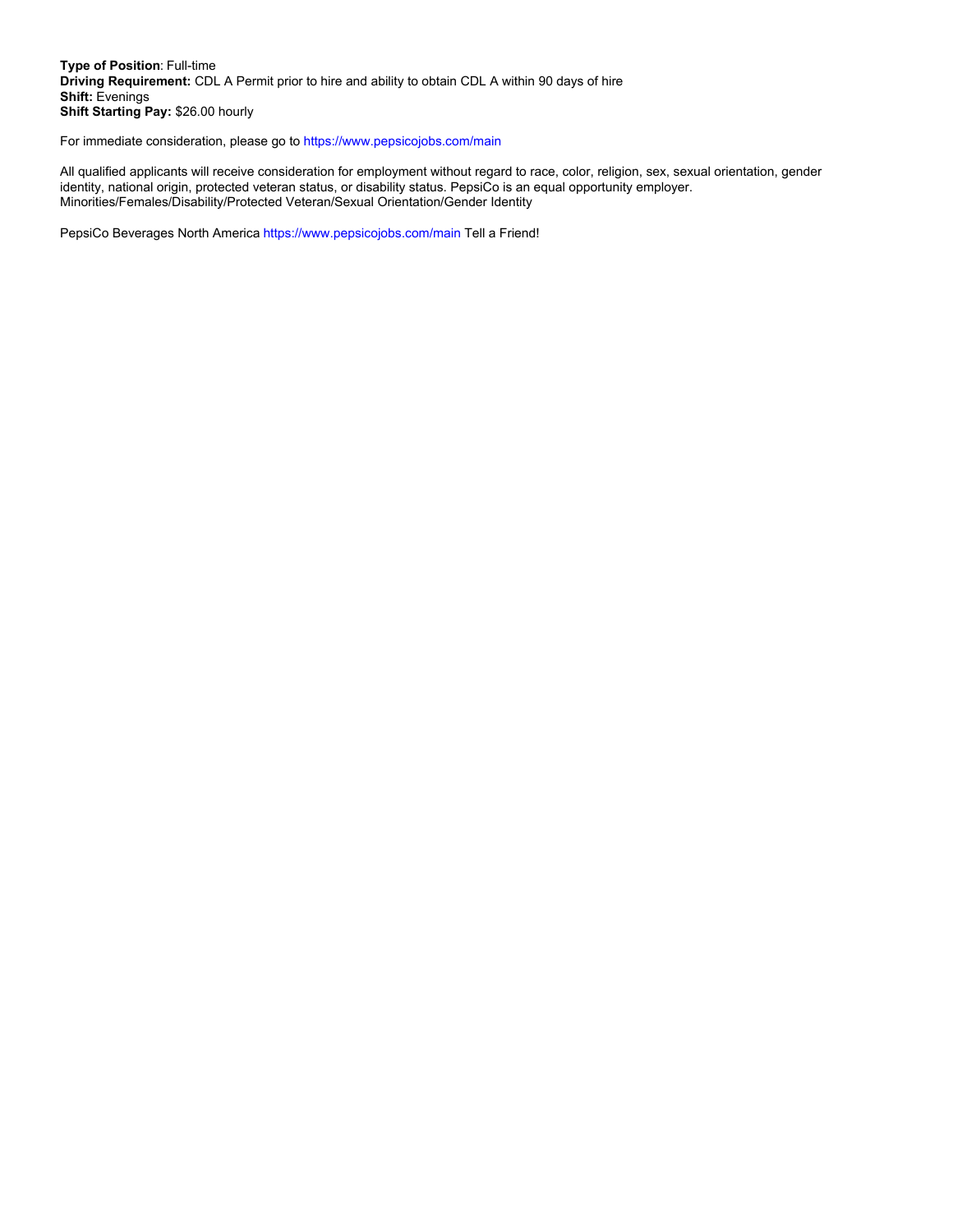**Type of Position**: Full-time
**Driving Requirement:** CDL A Permit prior to hire and ability to obtain CDL A within 90 days of hire
**Shift:** Evenings
**Shift Starting Pay:** $26.00 hourly

For immediate consideration, please go to https://www.pepsicojobs.com/main

All qualified applicants will receive consideration for employment without regard to race, color, religion, sex, sexual orientation, gender identity, national origin, protected veteran status, or disability status. PepsiCo is an equal opportunity employer. Minorities/Females/Disability/Protected Veteran/Sexual Orientation/Gender Identity

PepsiCo Beverages North America https://www.pepsicojobs.com/main Tell a Friend!